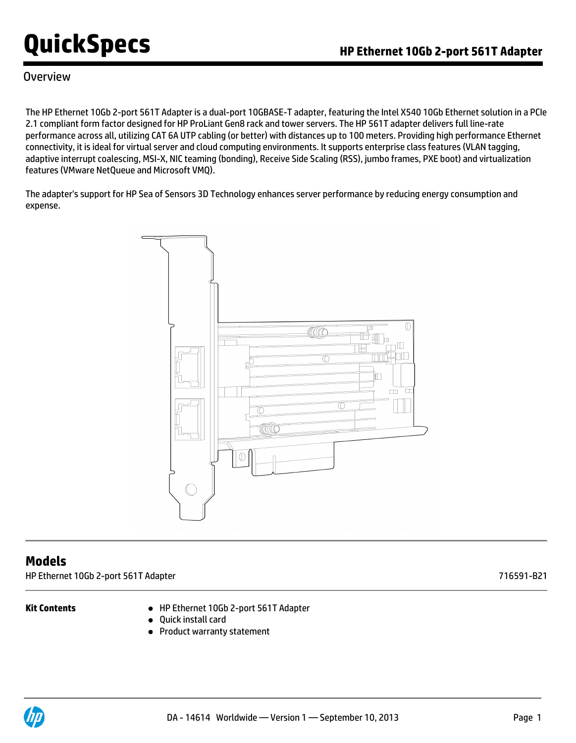# QuickSpecs

## HP Ethernet 10Gb 2-port 561T Adapter

### Overview

The HP Ethernet 10Gb 2-port 561T Adapter is a dual-port 10GBASE-T adapter, featuring the Intel X540 10Gb Ethernet solution in a PCIe 2.1 compliant form factor designed for HP ProLiant Gen8 rack and tower servers. The HP 561T adapter delivers full line-rate performance across all, utilizing CAT 6A UTP cabling (or better) with distances up to 100 meters. Providing high performance Ethernet connectivity, it is ideal for virtual server and cloud computing environments. It supports enterprise class features (VLAN tagging, adaptive interrupt coalescing, MSI-X, NIC teaming (bonding), Receive Side Scaling (RSS), jumbo frames, PXE boot) and virtualization features (VMware NetQueue and Microsoft VMQ).

The adapter's support for HP Sea of Sensors 3D Technology enhances server performance by reducing energy consumption and expense.

## Models

| | |
|---|---|
| HP Ethernet 10Gb 2-port 561T Adapter | 716591-B21 |

**Kit Contents**

- HP Ethernet 10Gb 2-port 561T Adapter
- Quick install card
- Product warranty statement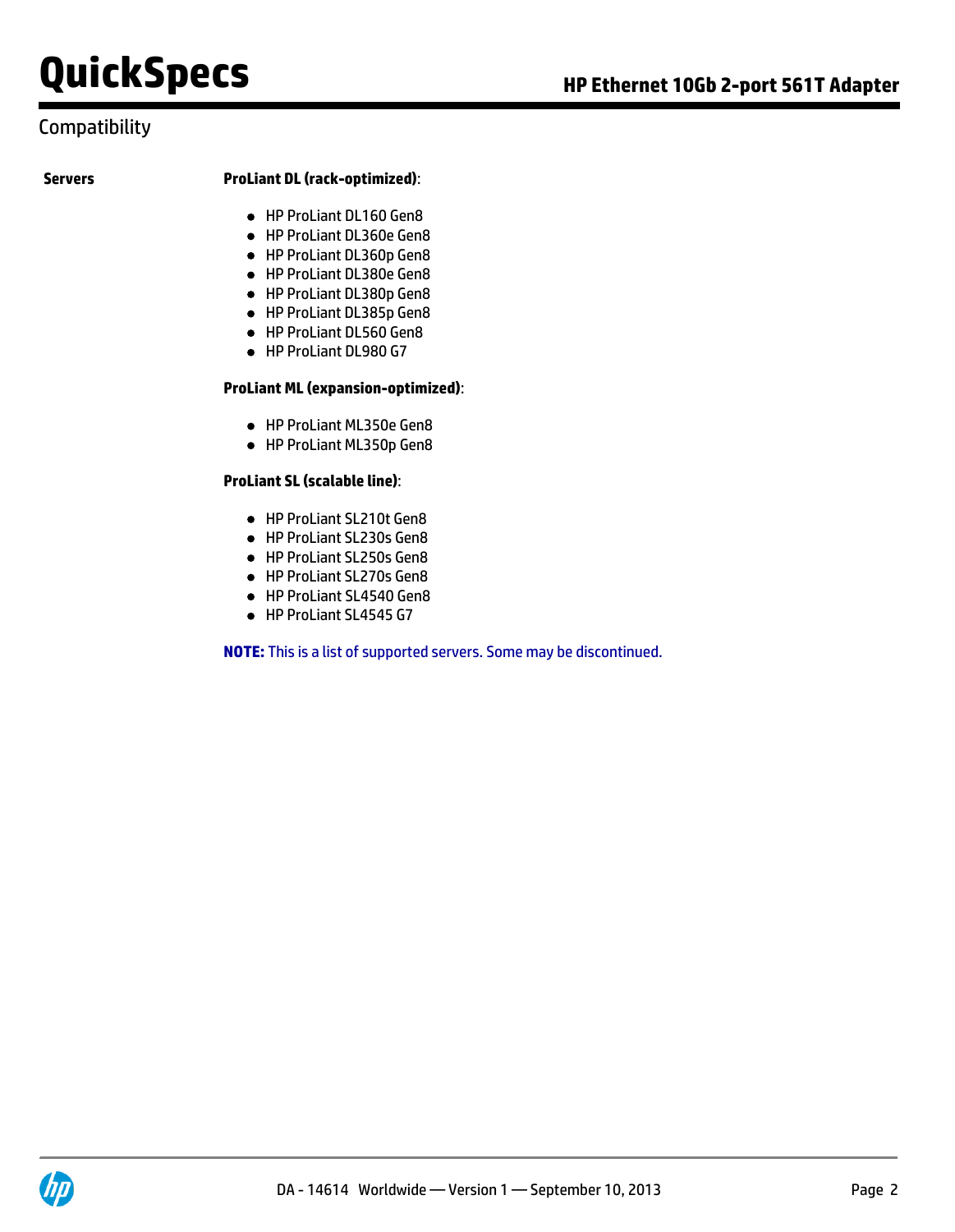## Compatibility

**Servers**

**ProLiant DL (rack-optimized)**:

- HP ProLiant DL160 Gen8
- HP ProLiant DL360e Gen8
- HP ProLiant DL360p Gen8
- HP ProLiant DL380e Gen8
- HP ProLiant DL380p Gen8
- HP ProLiant DL385p Gen8
- HP ProLiant DL560 Gen8
- HP ProLiant DL980 G7

**ProLiant ML (expansion-optimized)**:

- HP ProLiant ML350e Gen8
- HP ProLiant ML350p Gen8

**ProLiant SL (scalable line)**:

- HP ProLiant SL210t Gen8
- HP ProLiant SL230s Gen8
- HP ProLiant SL250s Gen8
- HP ProLiant SL270s Gen8
- HP ProLiant SL4540 Gen8
- HP ProLiant SL4545 G7

**NOTE:** This is a list of supported servers. Some may be discontinued.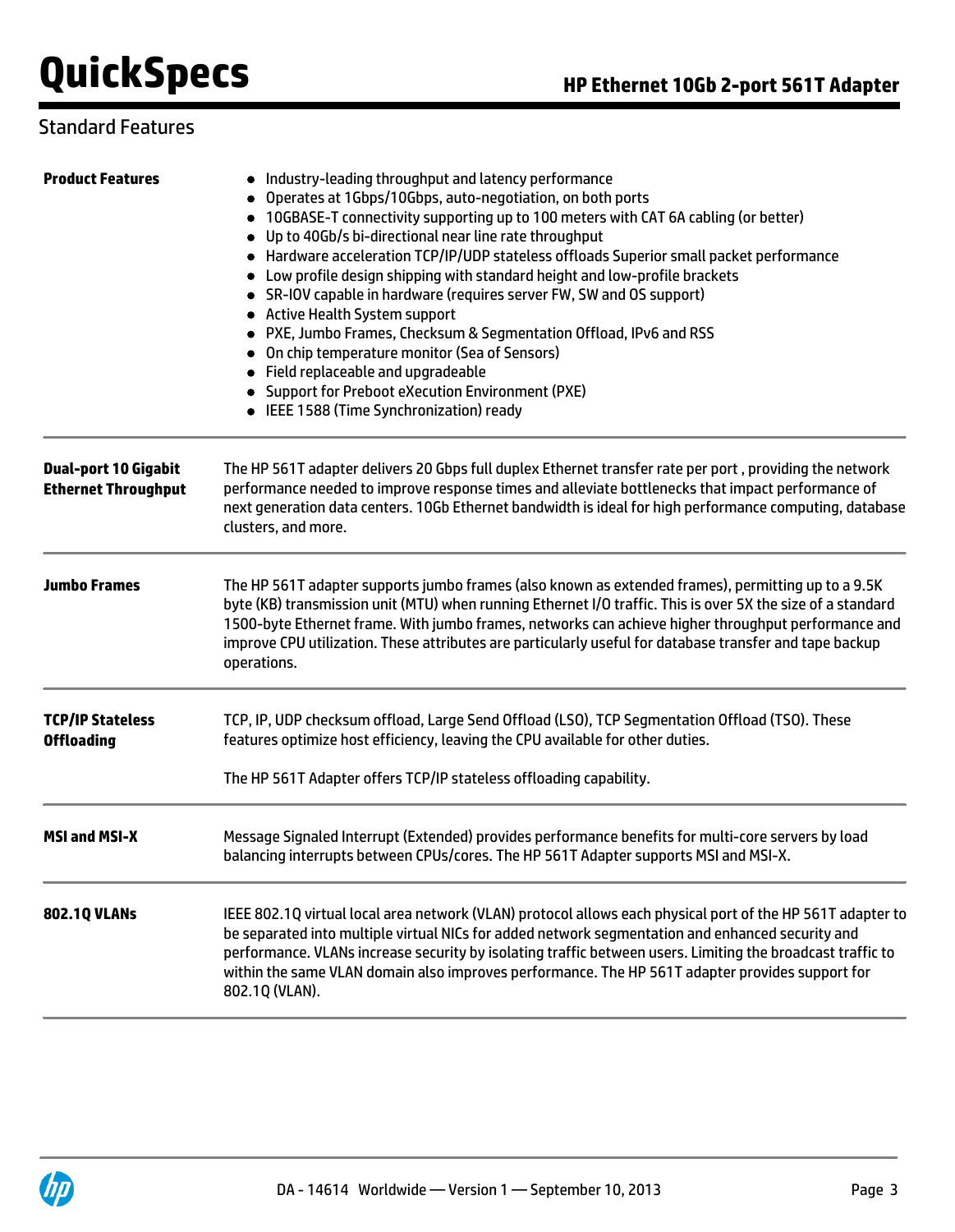## Standard Features

**Product Features**

- Industry-leading throughput and latency performance
- Operates at 1Gbps/10Gbps, auto-negotiation, on both ports
- 10GBASE-T connectivity supporting up to 100 meters with CAT 6A cabling (or better)
- Up to 40Gb/s bi-directional near line rate throughput
- Hardware acceleration TCP/IP/UDP stateless offloads Superior small packet performance
- Low profile design shipping with standard height and low-profile brackets
- SR-IOV capable in hardware (requires server FW, SW and OS support)
- Active Health System support
- PXE, Jumbo Frames, Checksum & Segmentation Offload, IPv6 and RSS
- On chip temperature monitor (Sea of Sensors)
- Field replaceable and upgradeable
- Support for Preboot eXecution Environment (PXE)
- IEEE 1588 (Time Synchronization) ready

**Dual-port 10 Gigabit Ethernet Throughput**

The HP 561T adapter delivers 20 Gbps full duplex Ethernet transfer rate per port , providing the network performance needed to improve response times and alleviate bottlenecks that impact performance of next generation data centers. 10Gb Ethernet bandwidth is ideal for high performance computing, database clusters, and more.

**Jumbo Frames**

The HP 561T adapter supports jumbo frames (also known as extended frames), permitting up to a 9.5K byte (KB) transmission unit (MTU) when running Ethernet I/O traffic. This is over 5X the size of a standard 1500-byte Ethernet frame. With jumbo frames, networks can achieve higher throughput performance and improve CPU utilization. These attributes are particularly useful for database transfer and tape backup operations.

**TCP/IP Stateless Offloading**

TCP, IP, UDP checksum offload, Large Send Offload (LSO), TCP Segmentation Offload (TSO). These features optimize host efficiency, leaving the CPU available for other duties.

The HP 561T Adapter offers TCP/IP stateless offloading capability.

**MSI and MSI-X**

Message Signaled Interrupt (Extended) provides performance benefits for multi-core servers by load balancing interrupts between CPUs/cores. The HP 561T Adapter supports MSI and MSI-X.

**802.1Q VLANs**

IEEE 802.1Q virtual local area network (VLAN) protocol allows each physical port of the HP 561T adapter to be separated into multiple virtual NICs for added network segmentation and enhanced security and performance. VLANs increase security by isolating traffic between users. Limiting the broadcast traffic to within the same VLAN domain also improves performance. The HP 561T adapter provides support for 802.1Q (VLAN).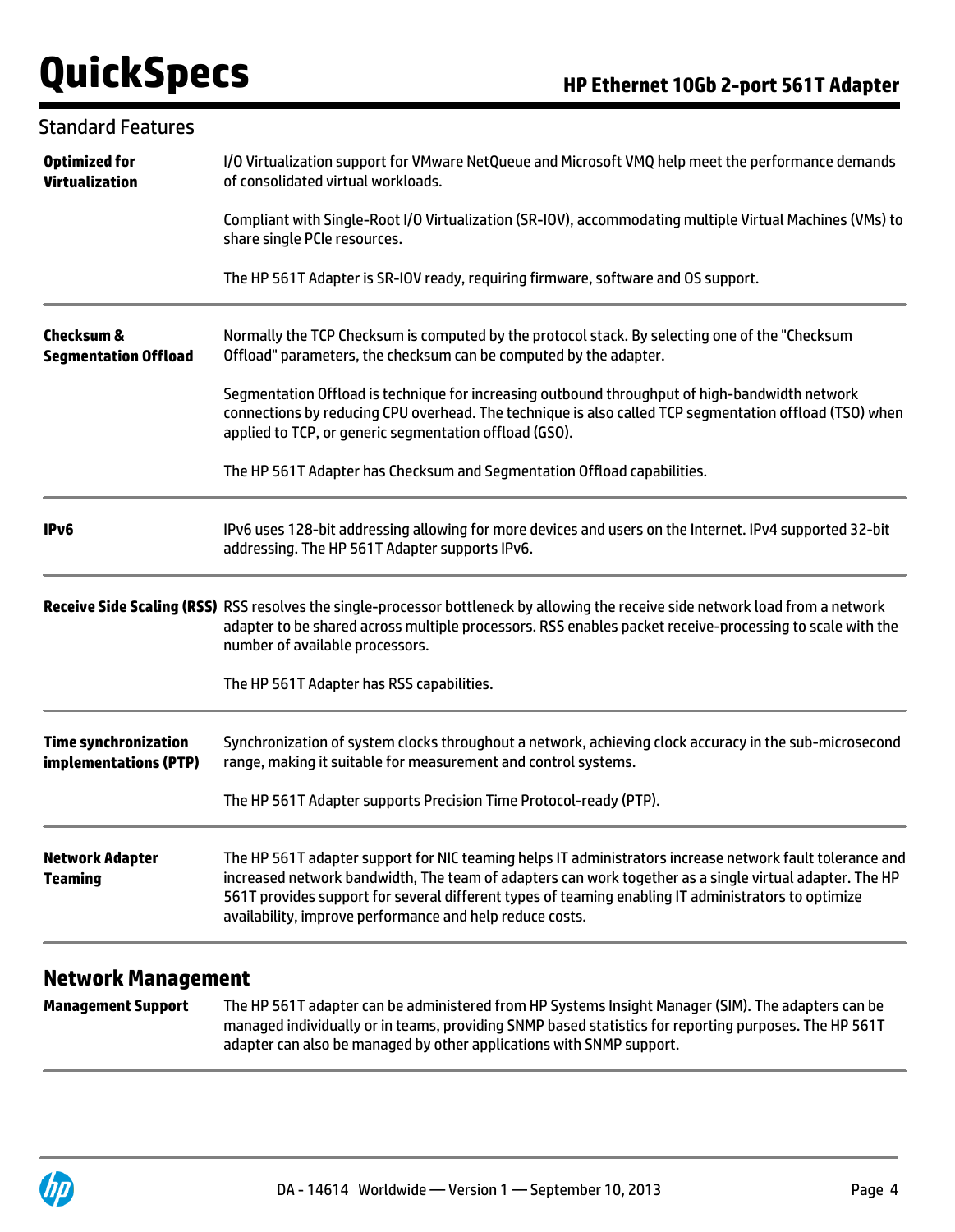## Standard Features

| | |
|---|---|
| **Optimized for Virtualization** | I/O Virtualization support for VMware NetQueue and Microsoft VMQ help meet the performance demands of consolidated virtual workloads.<br><br>Compliant with Single-Root I/O Virtualization (SR-IOV), accommodating multiple Virtual Machines (VMs) to share single PCIe resources.<br><br>The HP 561T Adapter is SR-IOV ready, requiring firmware, software and OS support. |
| **Checksum & Segmentation Offload** | Normally the TCP Checksum is computed by the protocol stack. By selecting one of the "Checksum Offload" parameters, the checksum can be computed by the adapter.<br><br>Segmentation Offload is technique for increasing outbound throughput of high-bandwidth network connections by reducing CPU overhead. The technique is also called TCP segmentation offload (TSO) when applied to TCP, or generic segmentation offload (GSO).<br><br>The HP 561T Adapter has Checksum and Segmentation Offload capabilities. |
| **IPv6** | IPv6 uses 128-bit addressing allowing for more devices and users on the Internet. IPv4 supported 32-bit addressing. The HP 561T Adapter supports IPv6. |
| **Receive Side Scaling (RSS)** | RSS resolves the single-processor bottleneck by allowing the receive side network load from a network adapter to be shared across multiple processors. RSS enables packet receive-processing to scale with the number of available processors.<br><br>The HP 561T Adapter has RSS capabilities. |
| **Time synchronization implementations (PTP)** | Synchronization of system clocks throughout a network, achieving clock accuracy in the sub-microsecond range, making it suitable for measurement and control systems.<br><br>The HP 561T Adapter supports Precision Time Protocol-ready (PTP). |
| **Network Adapter Teaming** | The HP 561T adapter support for NIC teaming helps IT administrators increase network fault tolerance and increased network bandwidth, The team of adapters can work together as a single virtual adapter. The HP 561T provides support for several different types of teaming enabling IT administrators to optimize availability, improve performance and help reduce costs. |

## Network Management

| | |
|---|---|
| **Management Support** | The HP 561T adapter can be administered from HP Systems Insight Manager (SIM). The adapters can be managed individually or in teams, providing SNMP based statistics for reporting purposes. The HP 561T adapter can also be managed by other applications with SNMP support. |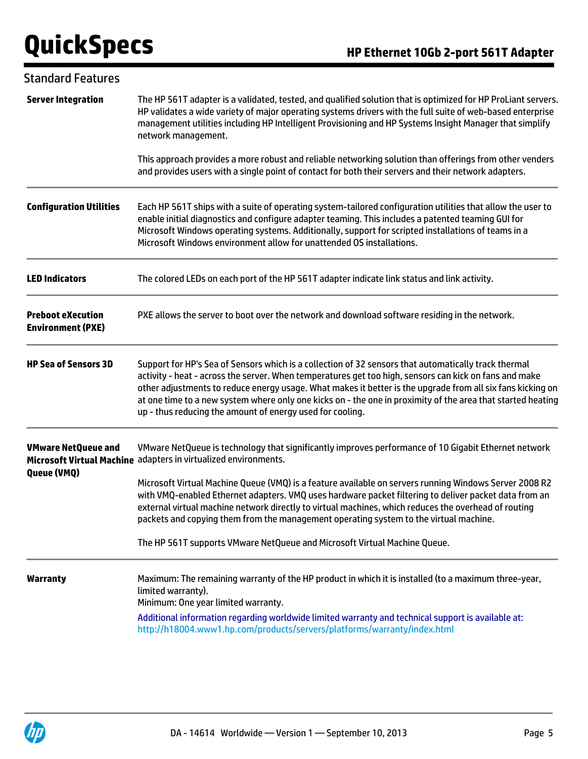## Standard Features

**Server Integration**

The HP 561T adapter is a validated, tested, and qualified solution that is optimized for HP ProLiant servers. HP validates a wide variety of major operating systems drivers with the full suite of web-based enterprise management utilities including HP Intelligent Provisioning and HP Systems Insight Manager that simplify network management.

This approach provides a more robust and reliable networking solution than offerings from other venders and provides users with a single point of contact for both their servers and their network adapters.

**Configuration Utilities**

Each HP 561T ships with a suite of operating system-tailored configuration utilities that allow the user to enable initial diagnostics and configure adapter teaming. This includes a patented teaming GUI for Microsoft Windows operating systems. Additionally, support for scripted installations of teams in a Microsoft Windows environment allow for unattended OS installations.

**LED Indicators**

The colored LEDs on each port of the HP 561T adapter indicate link status and link activity.

**Preboot eXecution Environment (PXE)**

PXE allows the server to boot over the network and download software residing in the network.

**HP Sea of Sensors 3D**

Support for HP's Sea of Sensors which is a collection of 32 sensors that automatically track thermal activity - heat - across the server. When temperatures get too high, sensors can kick on fans and make other adjustments to reduce energy usage. What makes it better is the upgrade from all six fans kicking on at one time to a new system where only one kicks on - the one in proximity of the area that started heating up - thus reducing the amount of energy used for cooling.

**VMware NetQueue and Microsoft Virtual Machine Queue (VMQ)**

VMware NetQueue is technology that significantly improves performance of 10 Gigabit Ethernet network adapters in virtualized environments.

Microsoft Virtual Machine Queue (VMQ) is a feature available on servers running Windows Server 2008 R2 with VMQ-enabled Ethernet adapters. VMQ uses hardware packet filtering to deliver packet data from an external virtual machine network directly to virtual machines, which reduces the overhead of routing packets and copying them from the management operating system to the virtual machine.

The HP 561T supports VMware NetQueue and Microsoft Virtual Machine Queue.

**Warranty**

Maximum: The remaining warranty of the HP product in which it is installed (to a maximum three-year, limited warranty).
Minimum: One year limited warranty.

Additional information regarding worldwide limited warranty and technical support is available at: http://h18004.www1.hp.com/products/servers/platforms/warranty/index.html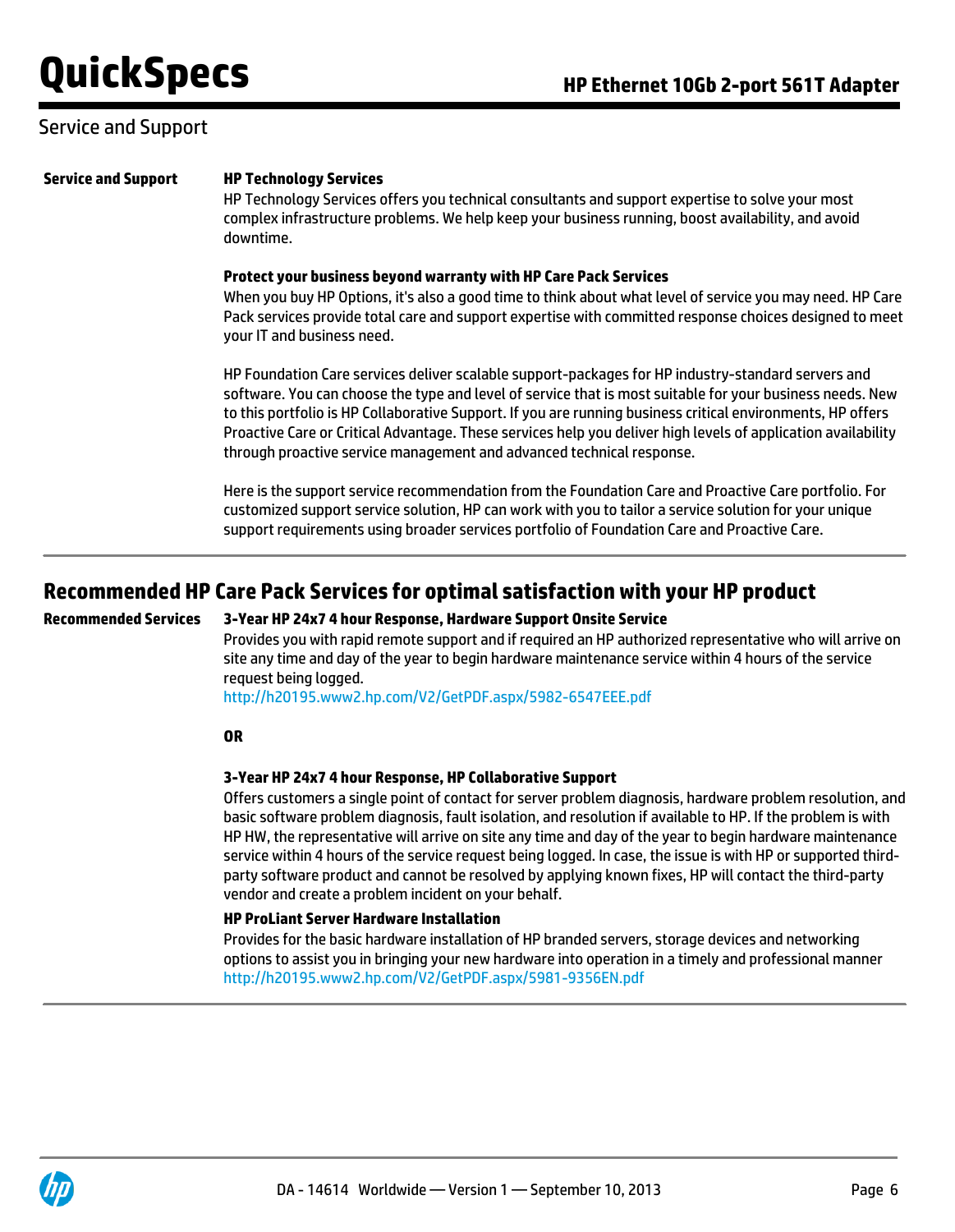## Service and Support

**Service and Support**

**HP Technology Services**

HP Technology Services offers you technical consultants and support expertise to solve your most complex infrastructure problems. We help keep your business running, boost availability, and avoid downtime.

**Protect your business beyond warranty with HP Care Pack Services**

When you buy HP Options, it's also a good time to think about what level of service you may need. HP Care Pack services provide total care and support expertise with committed response choices designed to meet your IT and business need.

HP Foundation Care services deliver scalable support-packages for HP industry-standard servers and software. You can choose the type and level of service that is most suitable for your business needs. New to this portfolio is HP Collaborative Support. If you are running business critical environments, HP offers Proactive Care or Critical Advantage. These services help you deliver high levels of application availability through proactive service management and advanced technical response.

Here is the support service recommendation from the Foundation Care and Proactive Care portfolio. For customized support service solution, HP can work with you to tailor a service solution for your unique support requirements using broader services portfolio of Foundation Care and Proactive Care.

## Recommended HP Care Pack Services for optimal satisfaction with your HP product

**Recommended Services**

**3-Year HP 24x7 4 hour Response, Hardware Support Onsite Service**

Provides you with rapid remote support and if required an HP authorized representative who will arrive on site any time and day of the year to begin hardware maintenance service within 4 hours of the service request being logged.
http://h20195.www2.hp.com/V2/GetPDF.aspx/5982-6547EEE.pdf

**OR**

**3-Year HP 24x7 4 hour Response, HP Collaborative Support**

Offers customers a single point of contact for server problem diagnosis, hardware problem resolution, and basic software problem diagnosis, fault isolation, and resolution if available to HP. If the problem is with HP HW, the representative will arrive on site any time and day of the year to begin hardware maintenance service within 4 hours of the service request being logged. In case, the issue is with HP or supported third-party software product and cannot be resolved by applying known fixes, HP will contact the third-party vendor and create a problem incident on your behalf.

**HP ProLiant Server Hardware Installation**

Provides for the basic hardware installation of HP branded servers, storage devices and networking options to assist you in bringing your new hardware into operation in a timely and professional manner
http://h20195.www2.hp.com/V2/GetPDF.aspx/5981-9356EN.pdf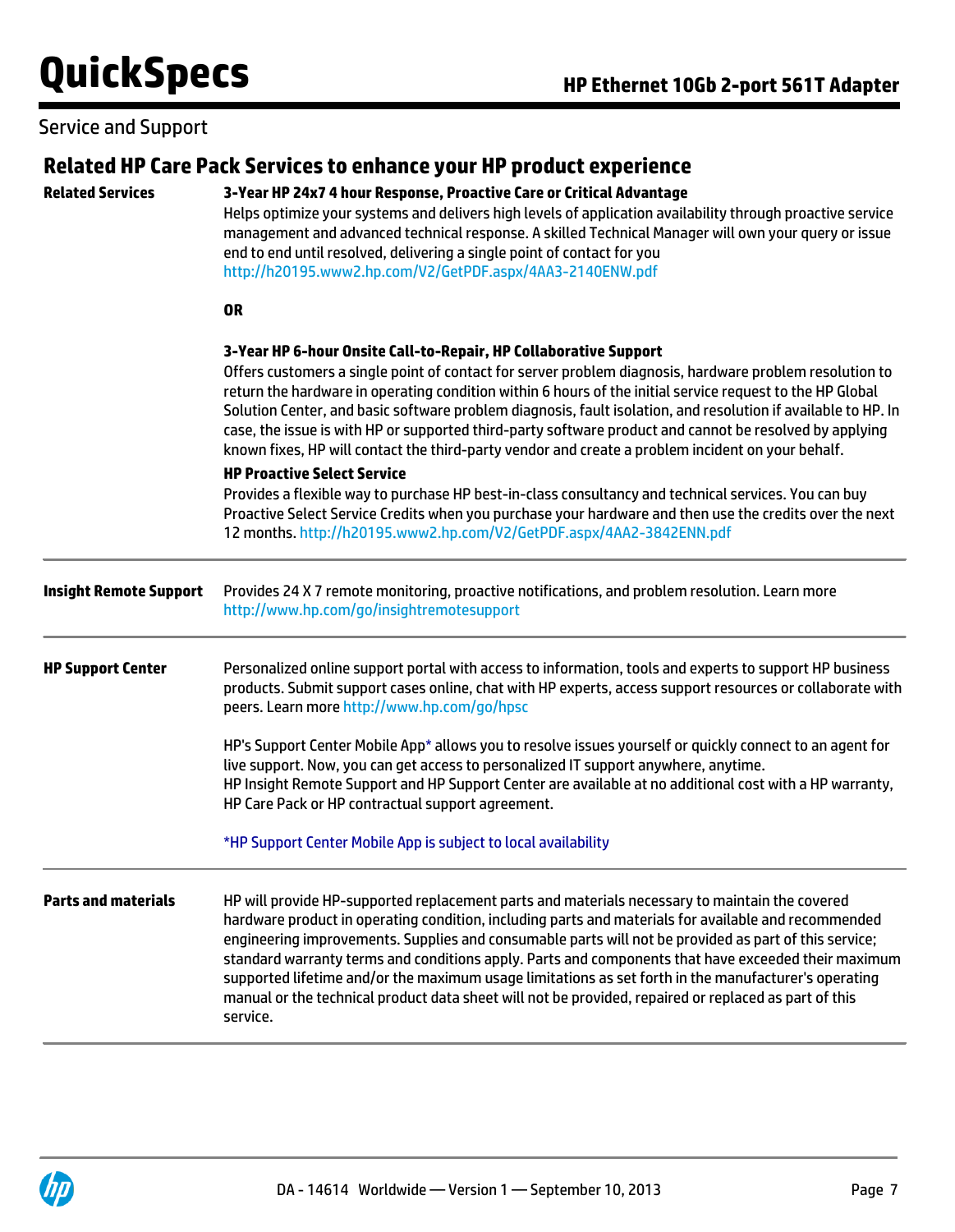## Service and Support

### Related HP Care Pack Services to enhance your HP product experience

| | |
|---|---|
| **Related Services** | **3-Year HP 24x7 4 hour Response, Proactive Care or Critical Advantage**<br>Helps optimize your systems and delivers high levels of application availability through proactive service management and advanced technical response. A skilled Technical Manager will own your query or issue end to end until resolved, delivering a single point of contact for you<br>http://h20195.www2.hp.com/V2/GetPDF.aspx/4AA3-2140ENW.pdf<br><br>**OR**<br><br>**3-Year HP 6-hour Onsite Call-to-Repair, HP Collaborative Support**<br>Offers customers a single point of contact for server problem diagnosis, hardware problem resolution to return the hardware in operating condition within 6 hours of the initial service request to the HP Global Solution Center, and basic software problem diagnosis, fault isolation, and resolution if available to HP. In case, the issue is with HP or supported third-party software product and cannot be resolved by applying known fixes, HP will contact the third-party vendor and create a problem incident on your behalf.<br>**HP Proactive Select Service**<br>Provides a flexible way to purchase HP best-in-class consultancy and technical services. You can buy Proactive Select Service Credits when you purchase your hardware and then use the credits over the next 12 months. http://h20195.www2.hp.com/V2/GetPDF.aspx/4AA2-3842ENN.pdf |
| **Insight Remote Support** | Provides 24 X 7 remote monitoring, proactive notifications, and problem resolution. Learn more http://www.hp.com/go/insightremotesupport |
| **HP Support Center** | Personalized online support portal with access to information, tools and experts to support HP business products. Submit support cases online, chat with HP experts, access support resources or collaborate with peers. Learn more http://www.hp.com/go/hpsc<br><br>HP's Support Center Mobile App* allows you to resolve issues yourself or quickly connect to an agent for live support. Now, you can get access to personalized IT support anywhere, anytime.<br>HP Insight Remote Support and HP Support Center are available at no additional cost with a HP warranty, HP Care Pack or HP contractual support agreement.<br><br>*HP Support Center Mobile App is subject to local availability |
| **Parts and materials** | HP will provide HP-supported replacement parts and materials necessary to maintain the covered hardware product in operating condition, including parts and materials for available and recommended engineering improvements. Supplies and consumable parts will not be provided as part of this service; standard warranty terms and conditions apply. Parts and components that have exceeded their maximum supported lifetime and/or the maximum usage limitations as set forth in the manufacturer's operating manual or the technical product data sheet will not be provided, repaired or replaced as part of this service. |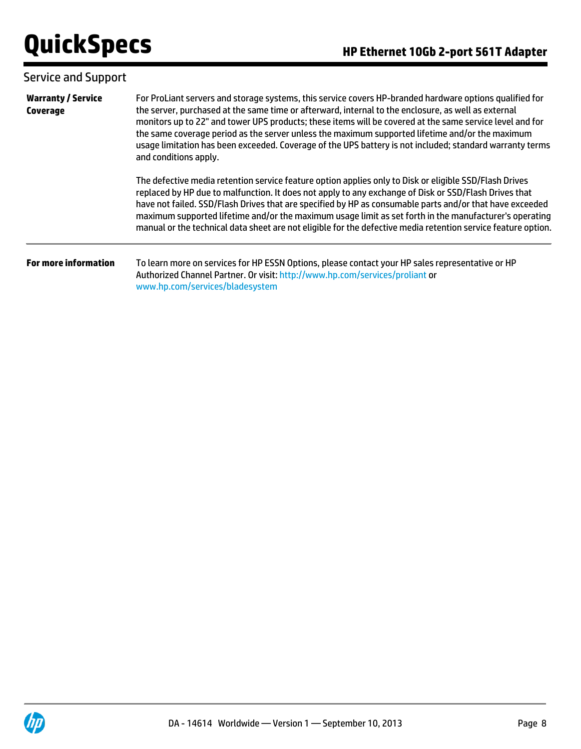## Service and Support

**Warranty / Service Coverage**

For ProLiant servers and storage systems, this service covers HP-branded hardware options qualified for the server, purchased at the same time or afterward, internal to the enclosure, as well as external monitors up to 22" and tower UPS products; these items will be covered at the same service level and for the same coverage period as the server unless the maximum supported lifetime and/or the maximum usage limitation has been exceeded. Coverage of the UPS battery is not included; standard warranty terms and conditions apply.

The defective media retention service feature option applies only to Disk or eligible SSD/Flash Drives replaced by HP due to malfunction. It does not apply to any exchange of Disk or SSD/Flash Drives that have not failed. SSD/Flash Drives that are specified by HP as consumable parts and/or that have exceeded maximum supported lifetime and/or the maximum usage limit as set forth in the manufacturer's operating manual or the technical data sheet are not eligible for the defective media retention service feature option.

---

**For more information**

To learn more on services for HP ESSN Options, please contact your HP sales representative or HP Authorized Channel Partner. Or visit: http://www.hp.com/services/proliant or www.hp.com/services/bladesystem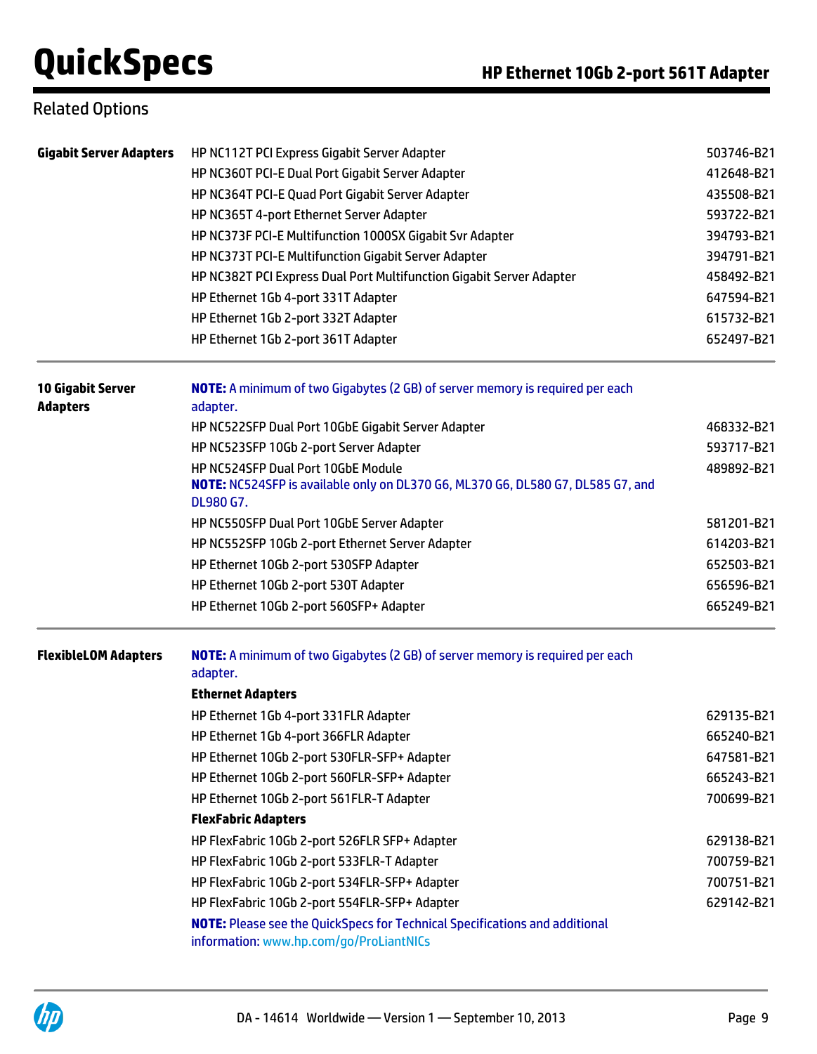## Related Options

| Category | Description | Part Number |
| --- | --- | --- |
| **Gigabit Server Adapters** | HP NC112T PCI Express Gigabit Server Adapter | 503746-B21 |
| | HP NC360T PCI-E Dual Port Gigabit Server Adapter | 412648-B21 |
| | HP NC364T PCI-E Quad Port Gigabit Server Adapter | 435508-B21 |
| | HP NC365T 4-port Ethernet Server Adapter | 593722-B21 |
| | HP NC373F PCI-E Multifunction 1000SX Gigabit Svr Adapter | 394793-B21 |
| | HP NC373T PCI-E Multifunction Gigabit Server Adapter | 394791-B21 |
| | HP NC382T PCI Express Dual Port Multifunction Gigabit Server Adapter | 458492-B21 |
| | HP Ethernet 1Gb 4-port 331T Adapter | 647594-B21 |
| | HP Ethernet 1Gb 2-port 332T Adapter | 615732-B21 |
| | HP Ethernet 1Gb 2-port 361T Adapter | 652497-B21 |
| **10 Gigabit Server Adapters** | **NOTE:** A minimum of two Gigabytes (2 GB) of server memory is required per each adapter. | |
| | HP NC522SFP Dual Port 10GbE Gigabit Server Adapter | 468332-B21 |
| | HP NC523SFP 10Gb 2-port Server Adapter | 593717-B21 |
| | HP NC524SFP Dual Port 10GbE Module<br>**NOTE:** NC524SFP is available only on DL370 G6, ML370 G6, DL580 G7, DL585 G7, and DL980 G7. | 489892-B21 |
| | HP NC550SFP Dual Port 10GbE Server Adapter | 581201-B21 |
| | HP NC552SFP 10Gb 2-port Ethernet Server Adapter | 614203-B21 |
| | HP Ethernet 10Gb 2-port 530SFP Adapter | 652503-B21 |
| | HP Ethernet 10Gb 2-port 530T Adapter | 656596-B21 |
| | HP Ethernet 10Gb 2-port 560SFP+ Adapter | 665249-B21 |
| **FlexibleLOM Adapters** | **NOTE:** A minimum of two Gigabytes (2 GB) of server memory is required per each adapter. | |
| | **Ethernet Adapters** | |
| | HP Ethernet 1Gb 4-port 331FLR Adapter | 629135-B21 |
| | HP Ethernet 1Gb 4-port 366FLR Adapter | 665240-B21 |
| | HP Ethernet 10Gb 2-port 530FLR-SFP+ Adapter | 647581-B21 |
| | HP Ethernet 10Gb 2-port 560FLR-SFP+ Adapter | 665243-B21 |
| | HP Ethernet 10Gb 2-port 561FLR-T Adapter | 700699-B21 |
| | **FlexFabric Adapters** | |
| | HP FlexFabric 10Gb 2-port 526FLR SFP+ Adapter | 629138-B21 |
| | HP FlexFabric 10Gb 2-port 533FLR-T Adapter | 700759-B21 |
| | HP FlexFabric 10Gb 2-port 534FLR-SFP+ Adapter | 700751-B21 |
| | HP FlexFabric 10Gb 2-port 554FLR-SFP+ Adapter | 629142-B21 |
| | **NOTE:** Please see the QuickSpecs for Technical Specifications and additional information: www.hp.com/go/ProLiantNICs | |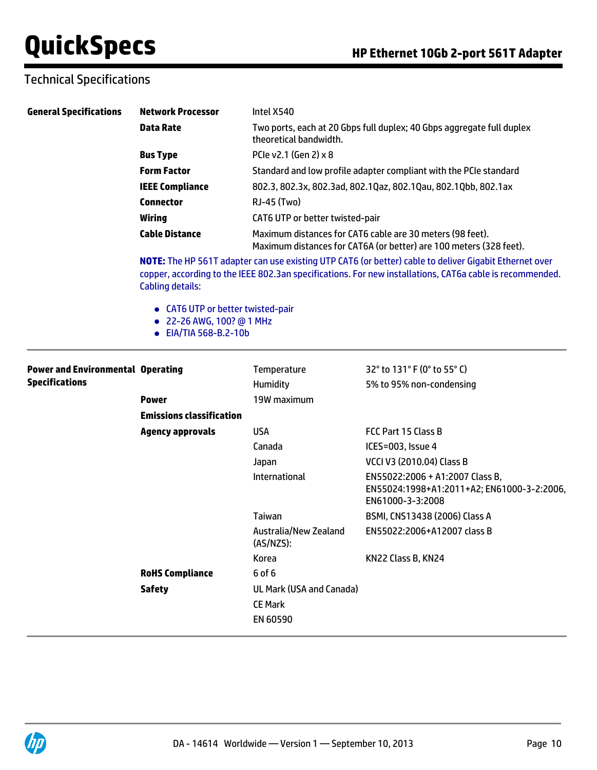## Technical Specifications

| General Specifications | | |
|---|---|---|
| | **Network Processor** | Intel X540 |
| | **Data Rate** | Two ports, each at 20 Gbps full duplex; 40 Gbps aggregate full duplex theoretical bandwidth. |
| | **Bus Type** | PCIe v2.1 (Gen 2) x 8 |
| | **Form Factor** | Standard and low profile adapter compliant with the PCIe standard |
| | **IEEE Compliance** | 802.3, 802.3x, 802.3ad, 802.1Qaz, 802.1Qau, 802.1Qbb, 802.1ax |
| | **Connector** | RJ-45 (Two) |
| | **Wiring** | CAT6 UTP or better twisted-pair |
| | **Cable Distance** | Maximum distances for CAT6 cable are 30 meters (98 feet). Maximum distances for CAT6A (or better) are 100 meters (328 feet). |

**NOTE:** The HP 561T adapter can use existing UTP CAT6 (or better) cable to deliver Gigabit Ethernet over copper, according to the IEEE 802.3an specifications. For new installations, CAT6a cable is recommended. Cabling details:

- CAT6 UTP or better twisted-pair
- 22-26 AWG, 100? @ 1 MHz
- EIA/TIA 568-B.2-10b

| Power and Environmental Specifications | | | |
|---|---|---|---|
| | **Operating** | Temperature | 32° to 131° F (0° to 55° C) |
| | | Humidity | 5% to 95% non-condensing |
| | **Power** | 19W maximum | |
| | **Emissions classification** | | |
| | **Agency approvals** | USA | FCC Part 15 Class B |
| | | Canada | ICES=003, Issue 4 |
| | | Japan | VCCI V3 (2010.04) Class B |
| | | International | EN55022:2006 + A1:2007 Class B, EN55024:1998+A1:2011+A2; EN61000-3-2:2006, EN61000-3-3:2008 |
| | | Taiwan | BSMI, CNS13438 (2006) Class A |
| | | Australia/New Zealand (AS/NZS): | EN55022:2006+A12007 class B |
| | | Korea | KN22 Class B, KN24 |
| | **RoHS Compliance** | 6 of 6 | |
| | **Safety** | UL Mark (USA and Canada) | |
| | | CE Mark | |
| | | EN 60590 | |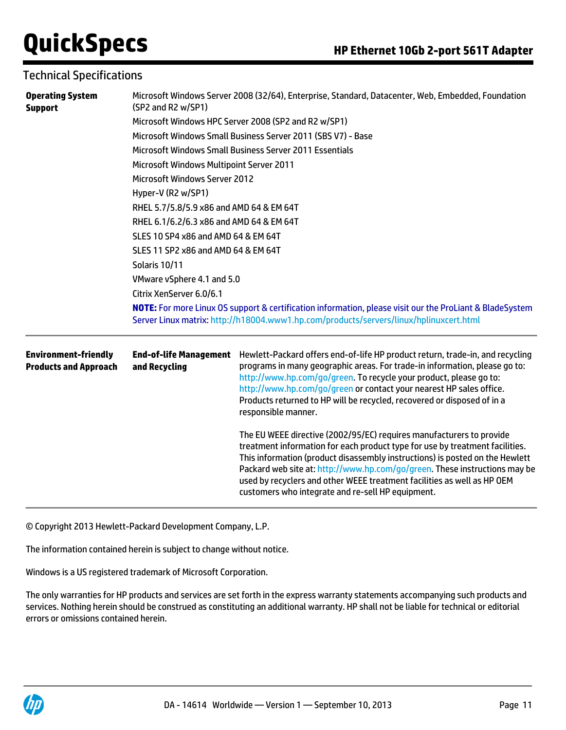## Technical Specifications

| | | |
|---|---|---|
| **Operating System Support** | Microsoft Windows Server 2008 (32/64), Enterprise, Standard, Datacenter, Web, Embedded, Foundation (SP2 and R2 w/SP1)<br>Microsoft Windows HPC Server 2008 (SP2 and R2 w/SP1)<br>Microsoft Windows Small Business Server 2011 (SBS V7) - Base<br>Microsoft Windows Small Business Server 2011 Essentials<br>Microsoft Windows Multipoint Server 2011<br>Microsoft Windows Server 2012<br>Hyper-V (R2 w/SP1)<br>RHEL 5.7/5.8/5.9 x86 and AMD 64 & EM 64T<br>RHEL 6.1/6.2/6.3 x86 and AMD 64 & EM 64T<br>SLES 10 SP4 x86 and AMD 64 & EM 64T<br>SLES 11 SP2 x86 and AMD 64 & EM 64T<br>Solaris 10/11<br>VMware vSphere 4.1 and 5.0<br>Citrix XenServer 6.0/6.1<br>**NOTE:** For more Linux OS support & certification information, please visit our the ProLiant & BladeSystem Server Linux matrix: http://h18004.www1.hp.com/products/servers/linux/hplinuxcert.html | |
| **Environment-friendly Products and Approach** | **End-of-life Management and Recycling** | Hewlett-Packard offers end-of-life HP product return, trade-in, and recycling programs in many geographic areas. For trade-in information, please go to: http://www.hp.com/go/green. To recycle your product, please go to: http://www.hp.com/go/green or contact your nearest HP sales office. Products returned to HP will be recycled, recovered or disposed of in a responsible manner.<br><br>The EU WEEE directive (2002/95/EC) requires manufacturers to provide treatment information for each product type for use by treatment facilities. This information (product disassembly instructions) is posted on the Hewlett Packard web site at: http://www.hp.com/go/green. These instructions may be used by recyclers and other WEEE treatment facilities as well as HP OEM customers who integrate and re-sell HP equipment. |

© Copyright 2013 Hewlett-Packard Development Company, L.P.

The information contained herein is subject to change without notice.

Windows is a US registered trademark of Microsoft Corporation.

The only warranties for HP products and services are set forth in the express warranty statements accompanying such products and services. Nothing herein should be construed as constituting an additional warranty. HP shall not be liable for technical or editorial errors or omissions contained herein.

DA - 14614 Worldwide — Version 1 — September 10, 2013